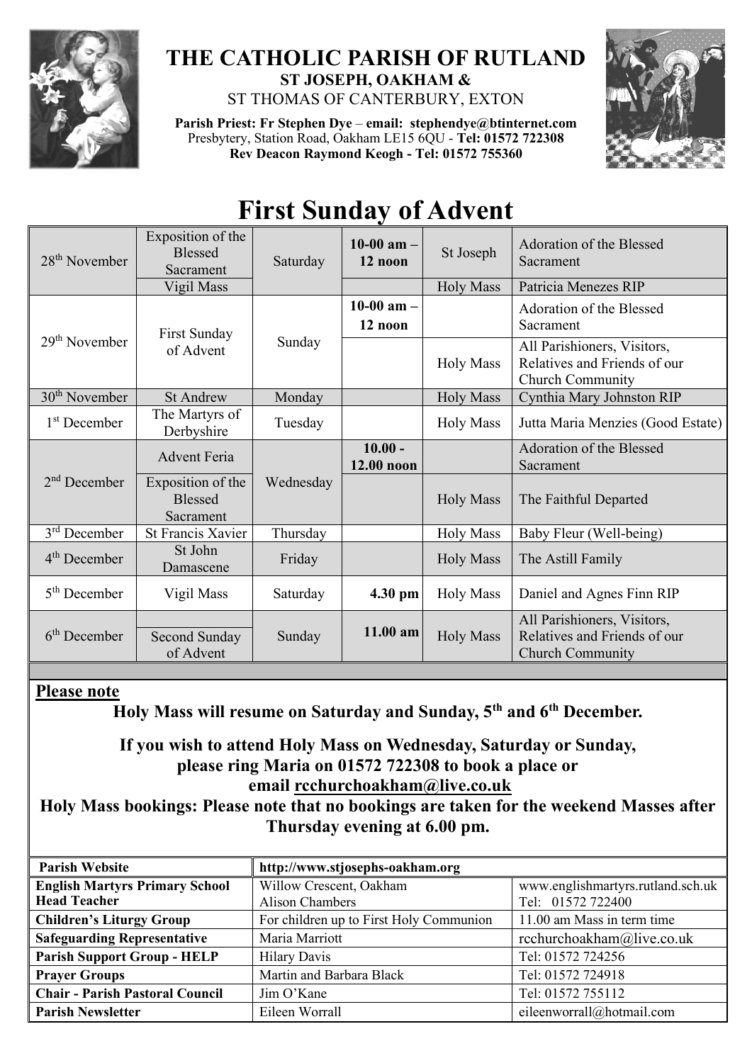# THE CATHOLIC PARISH OF RUTLAND

**ST JOSEPH, OAKHAM &**

ST THOMAS OF CANTERBURY, EXTON

**Parish Priest: Fr Stephen Dye** – **email: stephendye@btinternet.com**
Presbytery, Station Road, Oakham LE15 6QU - **Tel: 01572 722308**
**Rev Deacon Raymond Keogh - Tel: 01572 755360**

# First Sunday of Advent

| | | | | | |
|---|---|---|---|---|---|
| 28th November | Exposition of the Blessed Sacrament | Saturday | **10-00 am – 12 noon** | St Joseph | Adoration of the Blessed Sacrament |
| | Vigil Mass | | | Holy Mass | Patricia Menezes RIP |
| 29th November | First Sunday of Advent | Sunday | **10-00 am – 12 noon** | | Adoration of the Blessed Sacrament |
| | | | | Holy Mass | All Parishioners, Visitors, Relatives and Friends of our Church Community |
| 30th November | St Andrew | Monday | | Holy Mass | Cynthia Mary Johnston RIP |
| 1st December | The Martyrs of Derbyshire | Tuesday | | Holy Mass | Jutta Maria Menzies (Good Estate) |
| 2nd December | Advent Feria | Wednesday | **10.00 - 12.00 noon** | | Adoration of the Blessed Sacrament |
| | Exposition of the Blessed Sacrament | | | Holy Mass | The Faithful Departed |
| 3rd December | St Francis Xavier | Thursday | | Holy Mass | Baby Fleur (Well-being) |
| 4th December | St John Damascene | Friday | | Holy Mass | The Astill Family |
| 5th December | Vigil Mass | Saturday | **4.30 pm** | Holy Mass | Daniel and Agnes Finn RIP |
| 6th December | Second Sunday of Advent | Sunday | **11.00 am** | Holy Mass | All Parishioners, Visitors, Relatives and Friends of our Church Community |

**Please note**

**Holy Mass will resume on Saturday and Sunday, 5th and 6th December.**

**If you wish to attend Holy Mass on Wednesday, Saturday or Sunday, please ring Maria on 01572 722308 to book a place or email rcchurchoakham@live.co.uk**

**Holy Mass bookings: Please note that no bookings are taken for the weekend Masses after Thursday evening at 6.00 pm.**

| | | |
|---|---|---|
| **Parish Website** | **http://www.stjosephs-oakham.org** | |
| **English Martyrs Primary School Head Teacher** | Willow Crescent, Oakham Alison Chambers | www.englishmartyrs.rutland.sch.uk Tel: 01572 722400 |
| **Children's Liturgy Group** | For children up to First Holy Communion | 11.00 am Mass in term time |
| **Safeguarding Representative** | Maria Marriott | rcchurchoakham@live.co.uk |
| **Parish Support Group - HELP** | Hilary Davis | Tel: 01572 724256 |
| **Prayer Groups** | Martin and Barbara Black | Tel: 01572 724918 |
| **Chair - Parish Pastoral Council** | Jim O'Kane | Tel: 01572 755112 |
| **Parish Newsletter** | Eileen Worrall | eileenworrall@hotmail.com |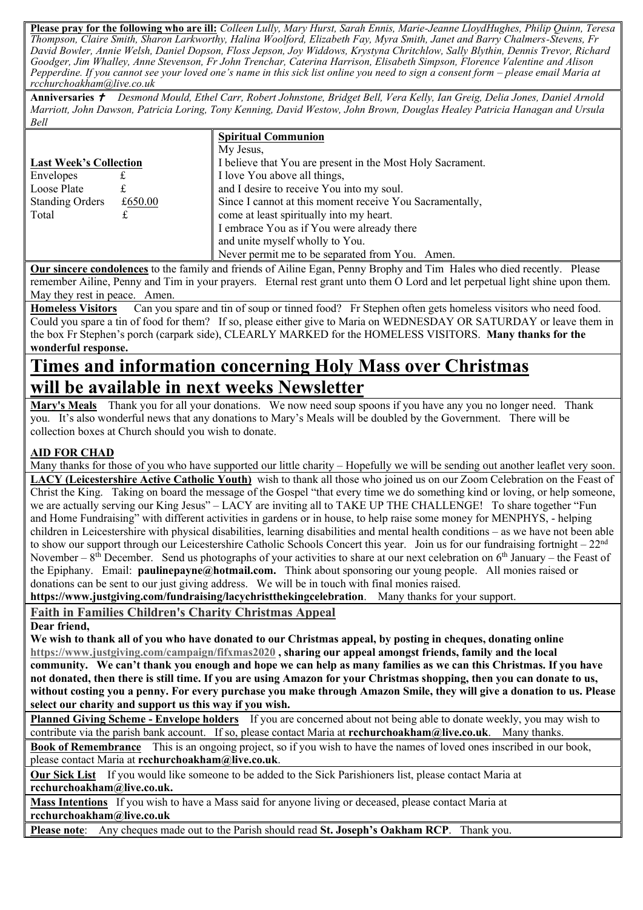**Please pray for the following who are ill:** *Colleen Lully, Mary Hurst, Sarah Ennis, Marie-Jeanne LloydHughes, Philip Quinn, Teresa Thompson, Claire Smith, Sharon Larkworthy, Halina Woolford, Elizabeth Fay, Myra Smith, Janet and Barry Chalmers-Stevens, Fr David Bowler, Annie Welsh, Daniel Dopson, Floss Jepson, Joy Widdows, Krystyna Chritchlow, Sally Blythin, Dennis Trevor, Richard Goodger, Jim Whalley, Anne Stevenson, Fr John Trenchar, Caterina Harrison, Elisabeth Simpson, Florence Valentine and Alison Pepperdine. If you cannot see your loved one's name in this sick list online you need to sign a consent form – please email Maria at rcchurchoakham@live.co.uk*

**Anniversaries** ✝ *Desmond Mould, Ethel Carr, Robert Johnstone, Bridget Bell, Vera Kelly, Ian Greig, Delia Jones, Daniel Arnold Marriott, John Dawson, Patricia Loring, Tony Kenning, David Westow, John Brown, Douglas Healey Patricia Hanagan and Ursula Bell*

**Last Week's Collection**

| | |
|---|---|
| Envelopes | £ |
| Loose Plate | £ |
| Standing Orders | £650.00 |
| Total | £ |

**Spiritual Communion**

My Jesus,
I believe that You are present in the Most Holy Sacrament.
I love You above all things,
and I desire to receive You into my soul.
Since I cannot at this moment receive You Sacramentally,
come at least spiritually into my heart.
I embrace You as if You were already there
and unite myself wholly to You.
Never permit me to be separated from You. Amen.

**Our sincere condolences** to the family and friends of Ailine Egan, Penny Brophy and Tim Hales who died recently. Please remember Ailine, Penny and Tim in your prayers. Eternal rest grant unto them O Lord and let perpetual light shine upon them. May they rest in peace. Amen.

**Homeless Visitors** Can you spare and tin of soup or tinned food? Fr Stephen often gets homeless visitors who need food. Could you spare a tin of food for them? If so, please either give to Maria on WEDNESDAY OR SATURDAY or leave them in the box Fr Stephen's porch (carpark side), CLEARLY MARKED for the HOMELESS VISITORS. **Many thanks for the wonderful response.**

# Times and information concerning Holy Mass over Christmas will be available in next weeks Newsletter

**Mary's Meals** Thank you for all your donations. We now need soup spoons if you have any you no longer need. Thank you. It's also wonderful news that any donations to Mary's Meals will be doubled by the Government. There will be collection boxes at Church should you wish to donate.

**AID FOR CHAD**

Many thanks for those of you who have supported our little charity – Hopefully we will be sending out another leaflet very soon.

**LACY (Leicestershire Active Catholic Youth)** wish to thank all those who joined us on our Zoom Celebration on the Feast of Christ the King. Taking on board the message of the Gospel "that every time we do something kind or loving, or help someone, we are actually serving our King Jesus" – LACY are inviting all to TAKE UP THE CHALLENGE! To share together "Fun and Home Fundraising" with different activities in gardens or in house, to help raise some money for MENPHYS, - helping children in Leicestershire with physical disabilities, learning disabilities and mental health conditions – as we have not been able to show our support through our Leicestershire Catholic Schools Concert this year. Join us for our fundraising fortnight – 22nd November – 8th December. Send us photographs of your activities to share at our next celebration on 6th January – the Feast of the Epiphany. Email: **paulinepayne@hotmail.com.** Think about sponsoring our young people. All monies raised or donations can be sent to our just giving address. We will be in touch with final monies raised.
**https://www.justgiving.com/fundraising/lacychristthekingcelebration**. Many thanks for your support.

**Faith in Families Children's Charity Christmas Appeal**

**Dear friend,**

**We wish to thank all of you who have donated to our Christmas appeal, by posting in cheques, donating online https://www.justgiving.com/campaign/fifxmas2020 , sharing our appeal amongst friends, family and the local community. We can't thank you enough and hope we can help as many families as we can this Christmas. If you have not donated, then there is still time. If you are using Amazon for your Christmas shopping, then you can donate to us, without costing you a penny. For every purchase you make through Amazon Smile, they will give a donation to us. Please select our charity and support us this way if you wish.**

**Planned Giving Scheme - Envelope holders** If you are concerned about not being able to donate weekly, you may wish to contribute via the parish bank account. If so, please contact Maria at **rcchurchoakham@live.co.uk**. Many thanks.

**Book of Remembrance** This is an ongoing project, so if you wish to have the names of loved ones inscribed in our book, please contact Maria at **rcchurchoakham@live.co.uk**.

**Our Sick List** If you would like someone to be added to the Sick Parishioners list, please contact Maria at **rcchurchoakham@live.co.uk.**

**Mass Intentions** If you wish to have a Mass said for anyone living or deceased, please contact Maria at **rcchurchoakham@live.co.uk**

**Please note**: Any cheques made out to the Parish should read **St. Joseph's Oakham RCP**. Thank you.